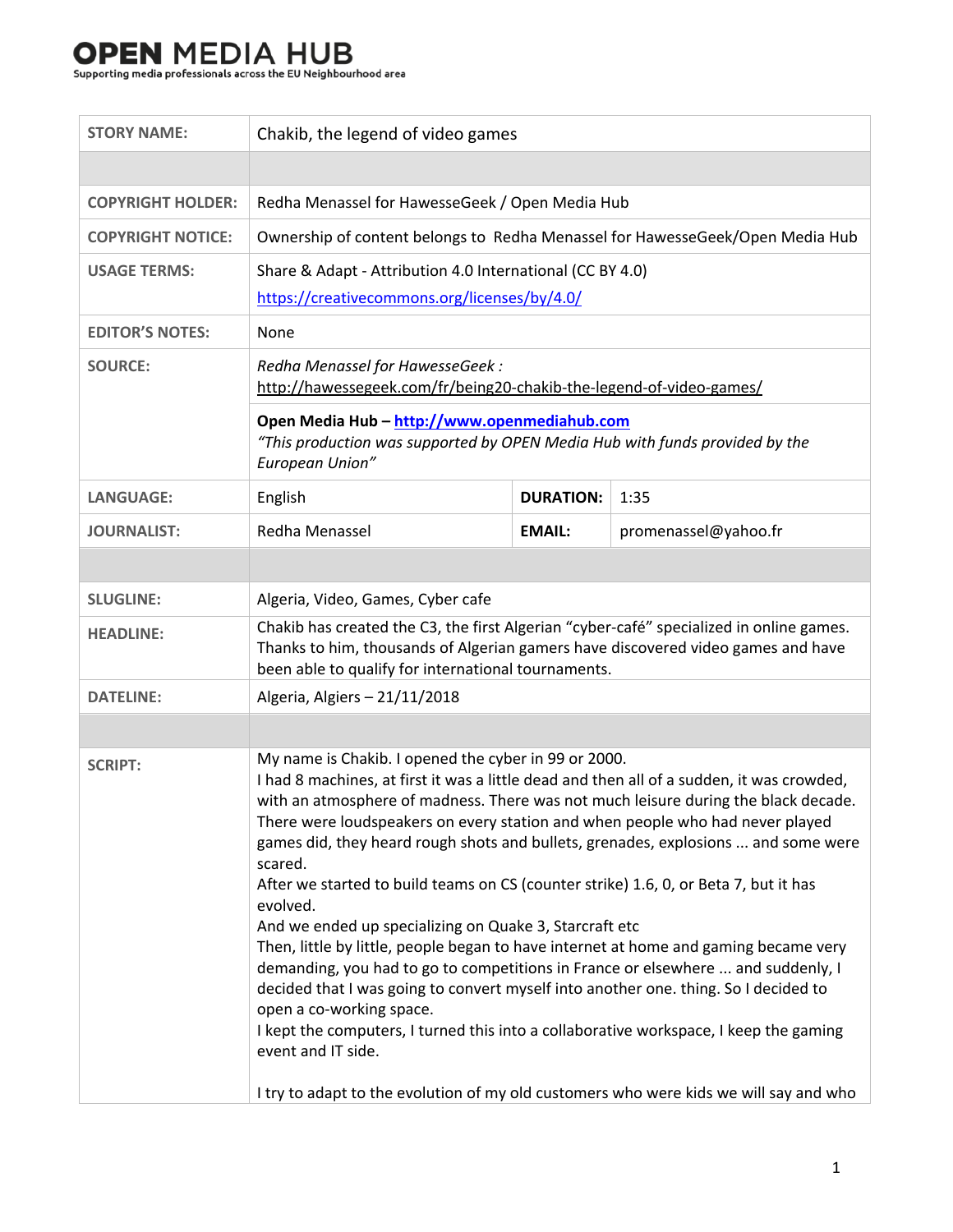# OPEN MEDIA HUB

Supporting media professionals across the EU Neighbourhood area

| | | | |
|---|---|---|---|
| **STORY NAME:** | Chakib, the legend of video games | | |
| | | | |
| **COPYRIGHT HOLDER:** | Redha Menassel for HawesseGeek / Open Media Hub | | |
| **COPYRIGHT NOTICE:** | Ownership of content belongs to Redha Menassel for HawesseGeek/Open Media Hub | | |
| **USAGE TERMS:** | Share & Adapt - Attribution 4.0 International (CC BY 4.0) https://creativecommons.org/licenses/by/4.0/ | | |
| **EDITOR'S NOTES:** | None | | |
| **SOURCE:** | *Redha Menassel for HawesseGeek :* http://hawessegeek.com/fr/being20-chakib-the-legend-of-video-games/ | | |
| | **Open Media Hub – http://www.openmediahub.com** *"This production was supported by OPEN Media Hub with funds provided by the European Union"* | | |
| **LANGUAGE:** | English | **DURATION:** | 1:35 |
| **JOURNALIST:** | Redha Menassel | **EMAIL:** | promenassel@yahoo.fr |
| | | | |
| **SLUGLINE:** | Algeria, Video, Games, Cyber cafe | | |
| **HEADLINE:** | Chakib has created the C3, the first Algerian "cyber-café" specialized in online games. Thanks to him, thousands of Algerian gamers have discovered video games and have been able to qualify for international tournaments. | | |
| **DATELINE:** | Algeria, Algiers – 21/11/2018 | | |
| | | | |
| **SCRIPT:** | My name is Chakib. I opened the cyber in 99 or 2000.<br>I had 8 machines, at first it was a little dead and then all of a sudden, it was crowded, with an atmosphere of madness. There was not much leisure during the black decade. There were loudspeakers on every station and when people who had never played games did, they heard rough shots and bullets, grenades, explosions ... and some were scared.<br>After we started to build teams on CS (counter strike) 1.6, 0, or Beta 7, but it has evolved.<br>And we ended up specializing on Quake 3, Starcraft etc<br>Then, little by little, people began to have internet at home and gaming became very demanding, you had to go to competitions in France or elsewhere ... and suddenly, I decided that I was going to convert myself into another one. thing. So I decided to open a co-working space.<br>I kept the computers, I turned this into a collaborative workspace, I keep the gaming event and IT side.<br><br>I try to adapt to the evolution of my old customers who were kids we will say and who | | |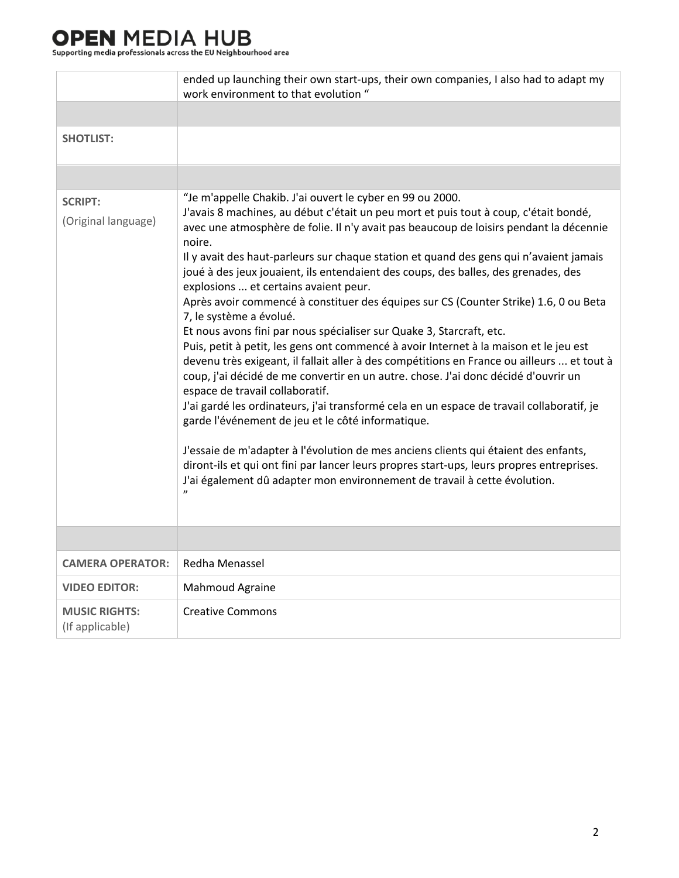| | |
|---|---|
| | ended up launching their own start-ups, their own companies, I also had to adapt my work environment to that evolution " |
| | |
| **SHOTLIST:** | |
| | |
| **SCRIPT:** (Original language) | "Je m'appelle Chakib. J'ai ouvert le cyber en 99 ou 2000.<br>J'avais 8 machines, au début c'était un peu mort et puis tout à coup, c'était bondé, avec une atmosphère de folie. Il n'y avait pas beaucoup de loisirs pendant la décennie noire.<br>Il y avait des haut-parleurs sur chaque station et quand des gens qui n'avaient jamais joué à des jeux jouaient, ils entendaient des coups, des balles, des grenades, des explosions ... et certains avaient peur.<br>Après avoir commencé à constituer des équipes sur CS (Counter Strike) 1.6, 0 ou Beta 7, le système a évolué.<br>Et nous avons fini par nous spécialiser sur Quake 3, Starcraft, etc.<br>Puis, petit à petit, les gens ont commencé à avoir Internet à la maison et le jeu est devenu très exigeant, il fallait aller à des compétitions en France ou ailleurs ... et tout à coup, j'ai décidé de me convertir en un autre. chose. J'ai donc décidé d'ouvrir un espace de travail collaboratif.<br>J'ai gardé les ordinateurs, j'ai transformé cela en un espace de travail collaboratif, je garde l'événement de jeu et le côté informatique.<br><br>J'essaie de m'adapter à l'évolution de mes anciens clients qui étaient des enfants, diront-ils et qui ont fini par lancer leurs propres start-ups, leurs propres entreprises. J'ai également dû adapter mon environnement de travail à cette évolution.<br>" |
| | |
| **CAMERA OPERATOR:** | Redha Menassel |
| **VIDEO EDITOR:** | Mahmoud Agraine |
| **MUSIC RIGHTS:** (If applicable) | Creative Commons |